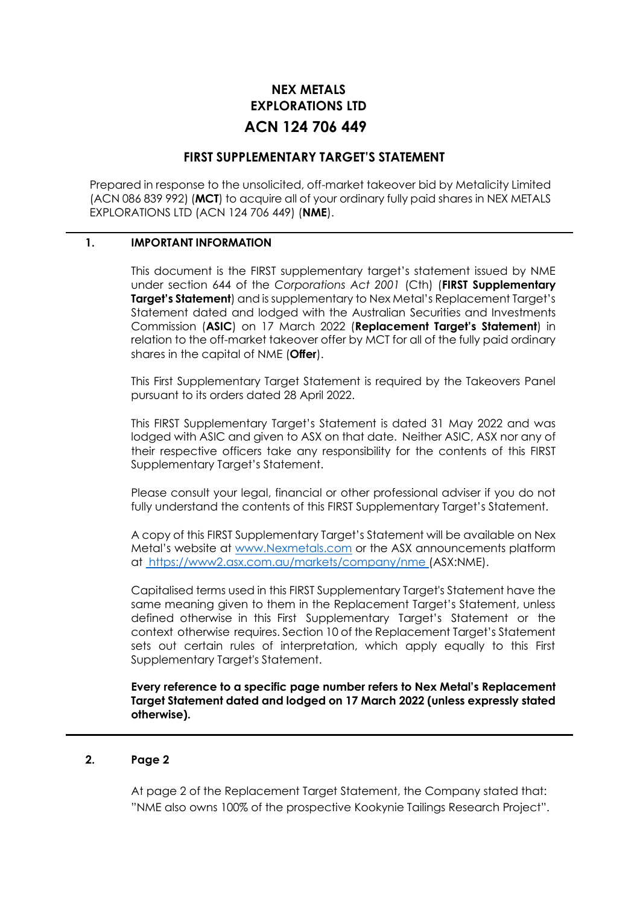# NEX METALS EXPLORATIONS LTD

# ACN 124 706 449

## FIRST SUPPLEMENTARY TARGET'S STATEMENT

Prepared in response to the unsolicited, off-market takeover bid by Metalicity Limited (ACN 086 839 992) (**MCT**) to acquire all of your ordinary fully paid shares in NEX METALS EXPLORATIONS LTD (ACN 124 706 449) (**NME**).

## 1. IMPORTANT INFORMATION

This document is the FIRST supplementary target's statement issued by NME under section 644 of the *Corporations Act 2001* (Cth) (**FIRST Supplementary Target's Statement**) and is supplementary to Nex Metal's Replacement Target's Statement dated and lodged with the Australian Securities and Investments Commission (**ASIC**) on 17 March 2022 (**Replacement Target's Statement**) in relation to the off-market takeover offer by MCT for all of the fully paid ordinary shares in the capital of NME (**Offer**).

This First Supplementary Target Statement is required by the Takeovers Panel pursuant to its orders dated 28 April 2022.

This FIRST Supplementary Target's Statement is dated 31 May 2022 and was lodged with ASIC and given to ASX on that date. Neither ASIC, ASX nor any of their respective officers take any responsibility for the contents of this FIRST Supplementary Target's Statement.

Please consult your legal, financial or other professional adviser if you do not fully understand the contents of this FIRST Supplementary Target's Statement.

A copy of this FIRST Supplementary Target's Statement will be available on Nex Metal's website at www.Nexmetals.com or the ASX announcements platform at https://www2.asx.com.au/markets/company/nme (ASX:NME).

Capitalised terms used in this FIRST Supplementary Target's Statement have the same meaning given to them in the Replacement Target's Statement, unless defined otherwise in this First Supplementary Target's Statement or the context otherwise requires. Section 10 of the Replacement Target's Statement sets out certain rules of interpretation, which apply equally to this First Supplementary Target's Statement.

**Every reference to a specific page number refers to Nex Metal's Replacement Target Statement dated and lodged on 17 March 2022 (unless expressly stated otherwise).**

## 2. Page 2

At page 2 of the Replacement Target Statement, the Company stated that: "NME also owns 100% of the prospective Kookynie Tailings Research Project".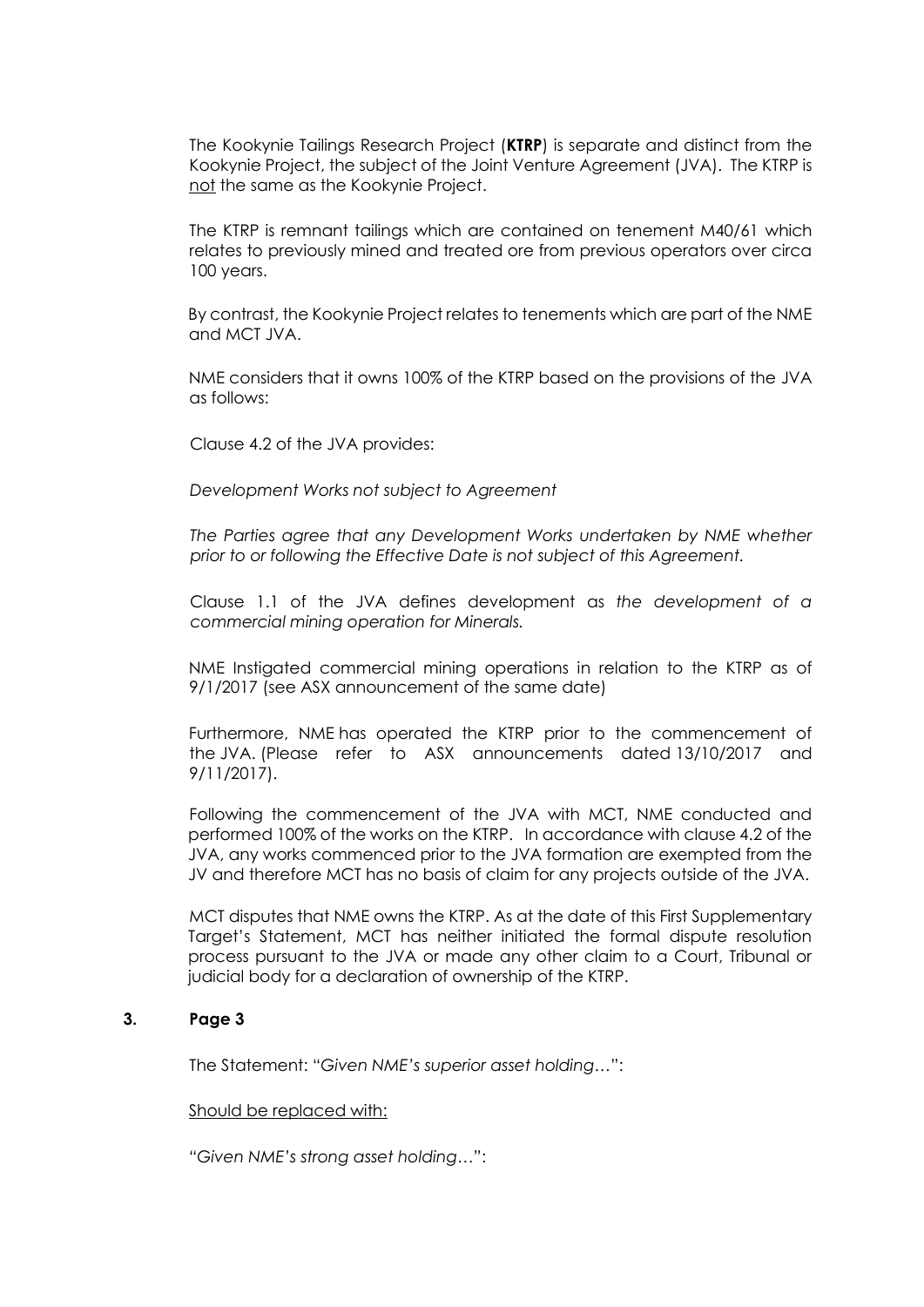The Kookynie Tailings Research Project (**KTRP**) is separate and distinct from the Kookynie Project, the subject of the Joint Venture Agreement (JVA). The KTRP is not the same as the Kookynie Project.

The KTRP is remnant tailings which are contained on tenement M40/61 which relates to previously mined and treated ore from previous operators over circa 100 years.

By contrast, the Kookynie Project relates to tenements which are part of the NME and MCT JVA.

NME considers that it owns 100% of the KTRP based on the provisions of the JVA as follows:

Clause 4.2 of the JVA provides:

*Development Works not subject to Agreement*

*The Parties agree that any Development Works undertaken by NME whether prior to or following the Effective Date is not subject of this Agreement.*

Clause 1.1 of the JVA defines development as *the development of a commercial mining operation for Minerals.*

NME Instigated commercial mining operations in relation to the KTRP as of 9/1/2017 (see ASX announcement of the same date)

Furthermore, NME has operated the KTRP prior to the commencement of the JVA. (Please refer to ASX announcements dated 13/10/2017 and 9/11/2017).

Following the commencement of the JVA with MCT, NME conducted and performed 100% of the works on the KTRP. In accordance with clause 4.2 of the JVA, any works commenced prior to the JVA formation are exempted from the JV and therefore MCT has no basis of claim for any projects outside of the JVA.

MCT disputes that NME owns the KTRP. As at the date of this First Supplementary Target's Statement, MCT has neither initiated the formal dispute resolution process pursuant to the JVA or made any other claim to a Court, Tribunal or judicial body for a declaration of ownership of the KTRP.

## 3. Page 3

The Statement: "*Given NME's superior asset holding…*":

Should be replaced with:

"*Given NME's strong asset holding…*":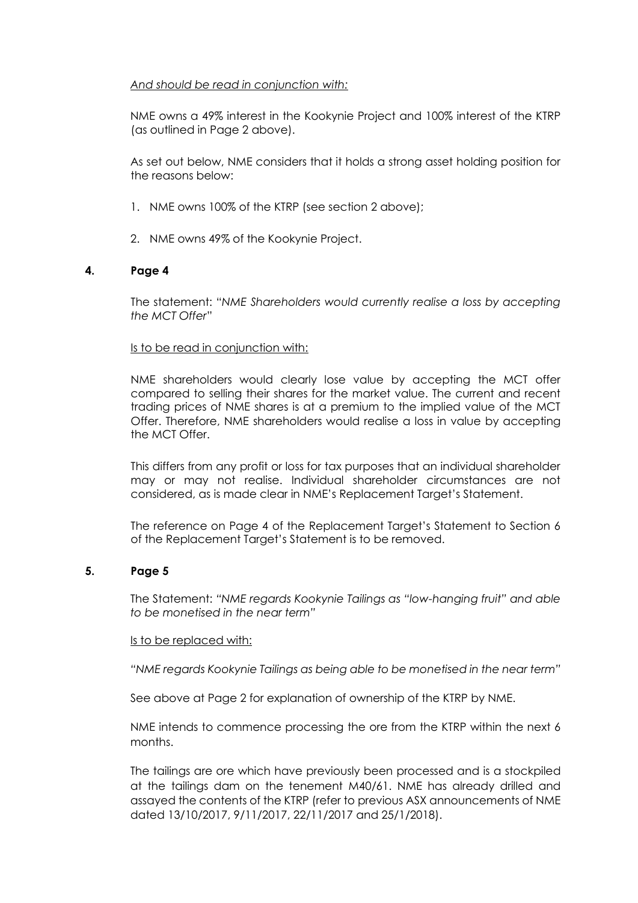*And should be read in conjunction with:*

NME owns a 49% interest in the Kookynie Project and 100% interest of the KTRP (as outlined in Page 2 above).

As set out below, NME considers that it holds a strong asset holding position for the reasons below:

1. NME owns 100% of the KTRP (see section 2 above);
2. NME owns 49% of the Kookynie Project.

## 4. Page 4

The statement: "*NME Shareholders would currently realise a loss by accepting the MCT Offer*"

Is to be read in conjunction with:

NME shareholders would clearly lose value by accepting the MCT offer compared to selling their shares for the market value. The current and recent trading prices of NME shares is at a premium to the implied value of the MCT Offer. Therefore, NME shareholders would realise a loss in value by accepting the MCT Offer.

This differs from any profit or loss for tax purposes that an individual shareholder may or may not realise. Individual shareholder circumstances are not considered, as is made clear in NME's Replacement Target's Statement.

The reference on Page 4 of the Replacement Target's Statement to Section 6 of the Replacement Target's Statement is to be removed.

## 5. Page 5

The Statement: *"NME regards Kookynie Tailings as "low-hanging fruit" and able to be monetised in the near term"*

Is to be replaced with:

*"NME regards Kookynie Tailings as being able to be monetised in the near term"*

See above at Page 2 for explanation of ownership of the KTRP by NME.

NME intends to commence processing the ore from the KTRP within the next 6 months.

The tailings are ore which have previously been processed and is a stockpiled at the tailings dam on the tenement M40/61. NME has already drilled and assayed the contents of the KTRP (refer to previous ASX announcements of NME dated 13/10/2017, 9/11/2017, 22/11/2017 and 25/1/2018).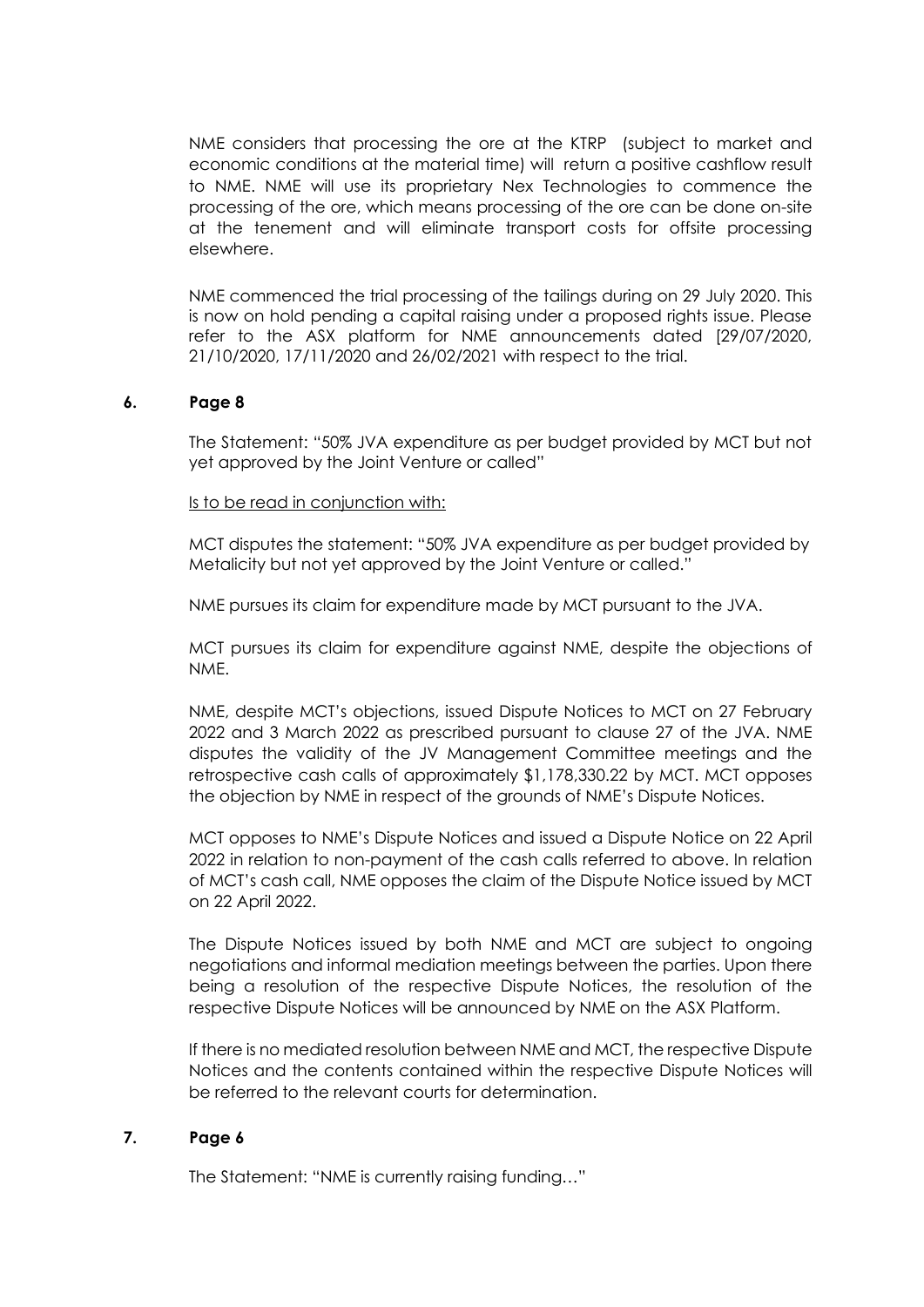NME considers that processing the ore at the KTRP (subject to market and economic conditions at the material time) will return a positive cashflow result to NME. NME will use its proprietary Nex Technologies to commence the processing of the ore, which means processing of the ore can be done on-site at the tenement and will eliminate transport costs for offsite processing elsewhere.

NME commenced the trial processing of the tailings during on 29 July 2020. This is now on hold pending a capital raising under a proposed rights issue. Please refer to the ASX platform for NME announcements dated [29/07/2020, 21/10/2020, 17/11/2020 and 26/02/2021 with respect to the trial.

### 6. Page 8

The Statement: "50% JVA expenditure as per budget provided by MCT but not yet approved by the Joint Venture or called"

Is to be read in conjunction with:

MCT disputes the statement: "50% JVA expenditure as per budget provided by Metalicity but not yet approved by the Joint Venture or called."

NME pursues its claim for expenditure made by MCT pursuant to the JVA.

MCT pursues its claim for expenditure against NME, despite the objections of NME.

NME, despite MCT's objections, issued Dispute Notices to MCT on 27 February 2022 and 3 March 2022 as prescribed pursuant to clause 27 of the JVA. NME disputes the validity of the JV Management Committee meetings and the retrospective cash calls of approximately $1,178,330.22 by MCT. MCT opposes the objection by NME in respect of the grounds of NME's Dispute Notices.

MCT opposes to NME's Dispute Notices and issued a Dispute Notice on 22 April 2022 in relation to non-payment of the cash calls referred to above. In relation of MCT's cash call, NME opposes the claim of the Dispute Notice issued by MCT on 22 April 2022.

The Dispute Notices issued by both NME and MCT are subject to ongoing negotiations and informal mediation meetings between the parties. Upon there being a resolution of the respective Dispute Notices, the resolution of the respective Dispute Notices will be announced by NME on the ASX Platform.

If there is no mediated resolution between NME and MCT, the respective Dispute Notices and the contents contained within the respective Dispute Notices will be referred to the relevant courts for determination.

### 7. Page 6

The Statement: "NME is currently raising funding…"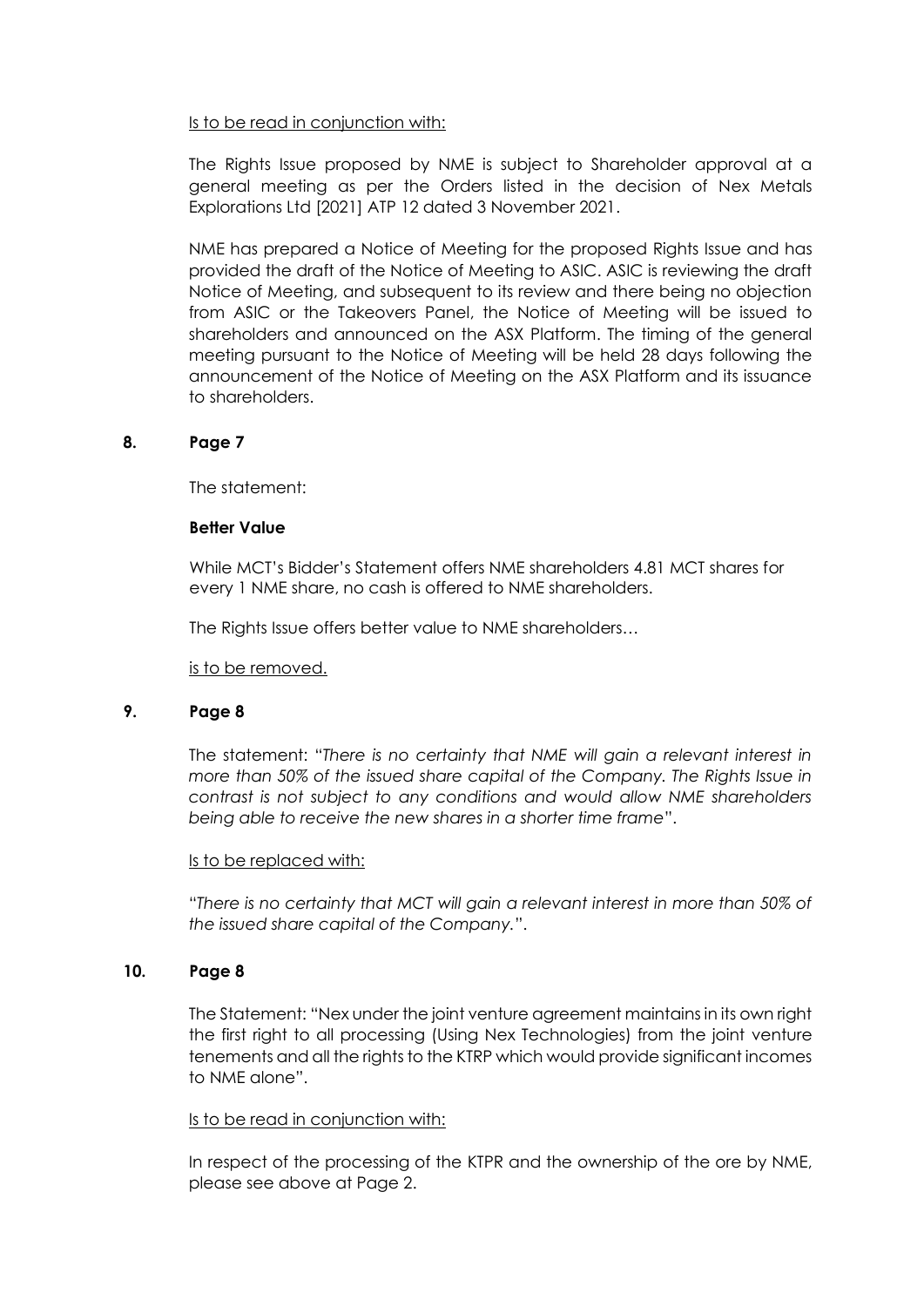Is to be read in conjunction with:

The Rights Issue proposed by NME is subject to Shareholder approval at a general meeting as per the Orders listed in the decision of Nex Metals Explorations Ltd [2021] ATP 12 dated 3 November 2021.

NME has prepared a Notice of Meeting for the proposed Rights Issue and has provided the draft of the Notice of Meeting to ASIC. ASIC is reviewing the draft Notice of Meeting, and subsequent to its review and there being no objection from ASIC or the Takeovers Panel, the Notice of Meeting will be issued to shareholders and announced on the ASX Platform. The timing of the general meeting pursuant to the Notice of Meeting will be held 28 days following the announcement of the Notice of Meeting on the ASX Platform and its issuance to shareholders.

**8. Page 7**

The statement:

**Better Value**

While MCT's Bidder's Statement offers NME shareholders 4.81 MCT shares for every 1 NME share, no cash is offered to NME shareholders.

The Rights Issue offers better value to NME shareholders…

is to be removed.

**9. Page 8**

The statement: "*There is no certainty that NME will gain a relevant interest in more than 50% of the issued share capital of the Company. The Rights Issue in contrast is not subject to any conditions and would allow NME shareholders being able to receive the new shares in a shorter time frame*".

Is to be replaced with:

"*There is no certainty that MCT will gain a relevant interest in more than 50% of the issued share capital of the Company.*".

**10. Page 8**

The Statement: "Nex under the joint venture agreement maintains in its own right the first right to all processing (Using Nex Technologies) from the joint venture tenements and all the rights to the KTRP which would provide significant incomes to NME alone".

Is to be read in conjunction with:

In respect of the processing of the KTPR and the ownership of the ore by NME, please see above at Page 2.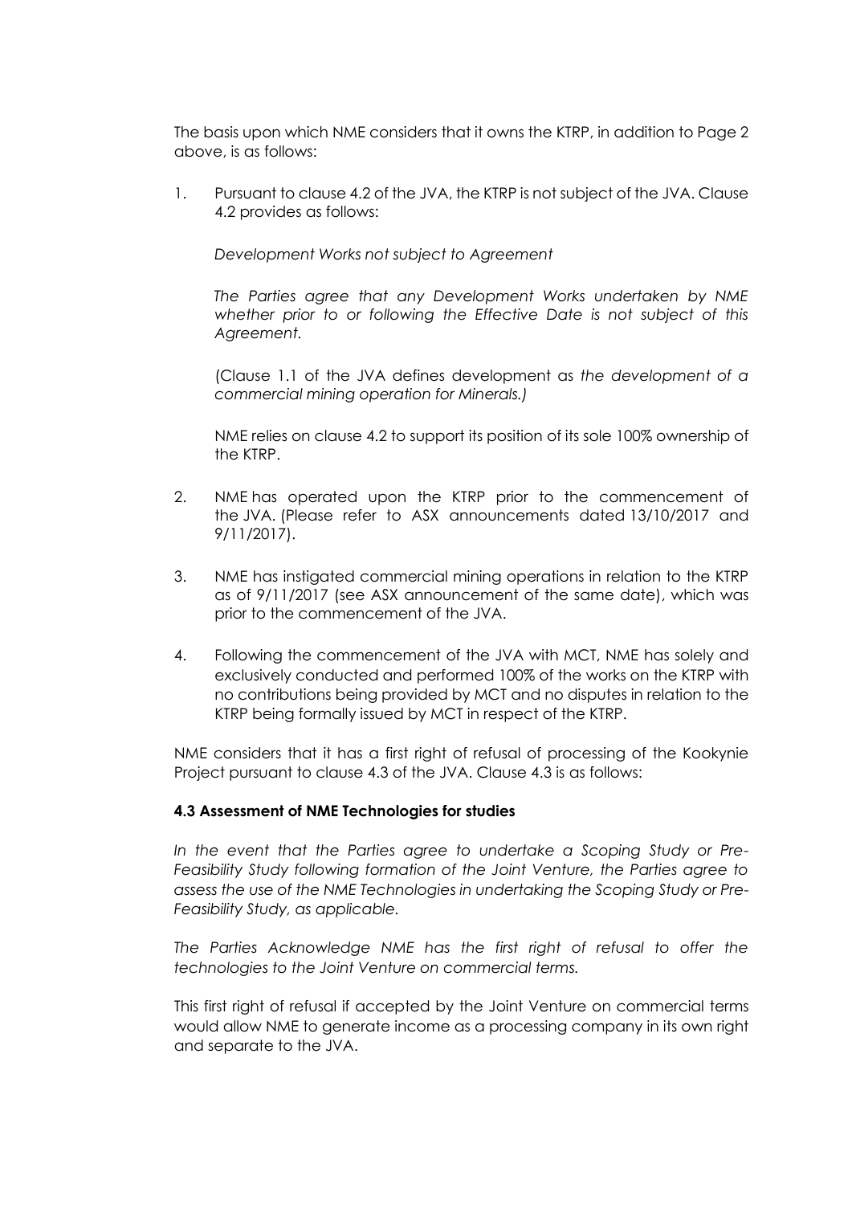The basis upon which NME considers that it owns the KTRP, in addition to Page 2 above, is as follows:

1. Pursuant to clause 4.2 of the JVA, the KTRP is not subject of the JVA. Clause 4.2 provides as follows:

   *Development Works not subject to Agreement*

   *The Parties agree that any Development Works undertaken by NME whether prior to or following the Effective Date is not subject of this Agreement.*

   (Clause 1.1 of the JVA defines development as *the development of a commercial mining operation for Minerals.)*

   NME relies on clause 4.2 to support its position of its sole 100% ownership of the KTRP.

2. NME has operated upon the KTRP prior to the commencement of the JVA. (Please refer to ASX announcements dated 13/10/2017 and 9/11/2017).

3. NME has instigated commercial mining operations in relation to the KTRP as of 9/11/2017 (see ASX announcement of the same date), which was prior to the commencement of the JVA.

4. Following the commencement of the JVA with MCT, NME has solely and exclusively conducted and performed 100% of the works on the KTRP with no contributions being provided by MCT and no disputes in relation to the KTRP being formally issued by MCT in respect of the KTRP.

NME considers that it has a first right of refusal of processing of the Kookynie Project pursuant to clause 4.3 of the JVA. Clause 4.3 is as follows:

**4.3 Assessment of NME Technologies for studies**

*In the event that the Parties agree to undertake a Scoping Study or Pre-Feasibility Study following formation of the Joint Venture, the Parties agree to assess the use of the NME Technologies in undertaking the Scoping Study or Pre-Feasibility Study, as applicable.*

*The Parties Acknowledge NME has the first right of refusal to offer the technologies to the Joint Venture on commercial terms.*

This first right of refusal if accepted by the Joint Venture on commercial terms would allow NME to generate income as a processing company in its own right and separate to the JVA.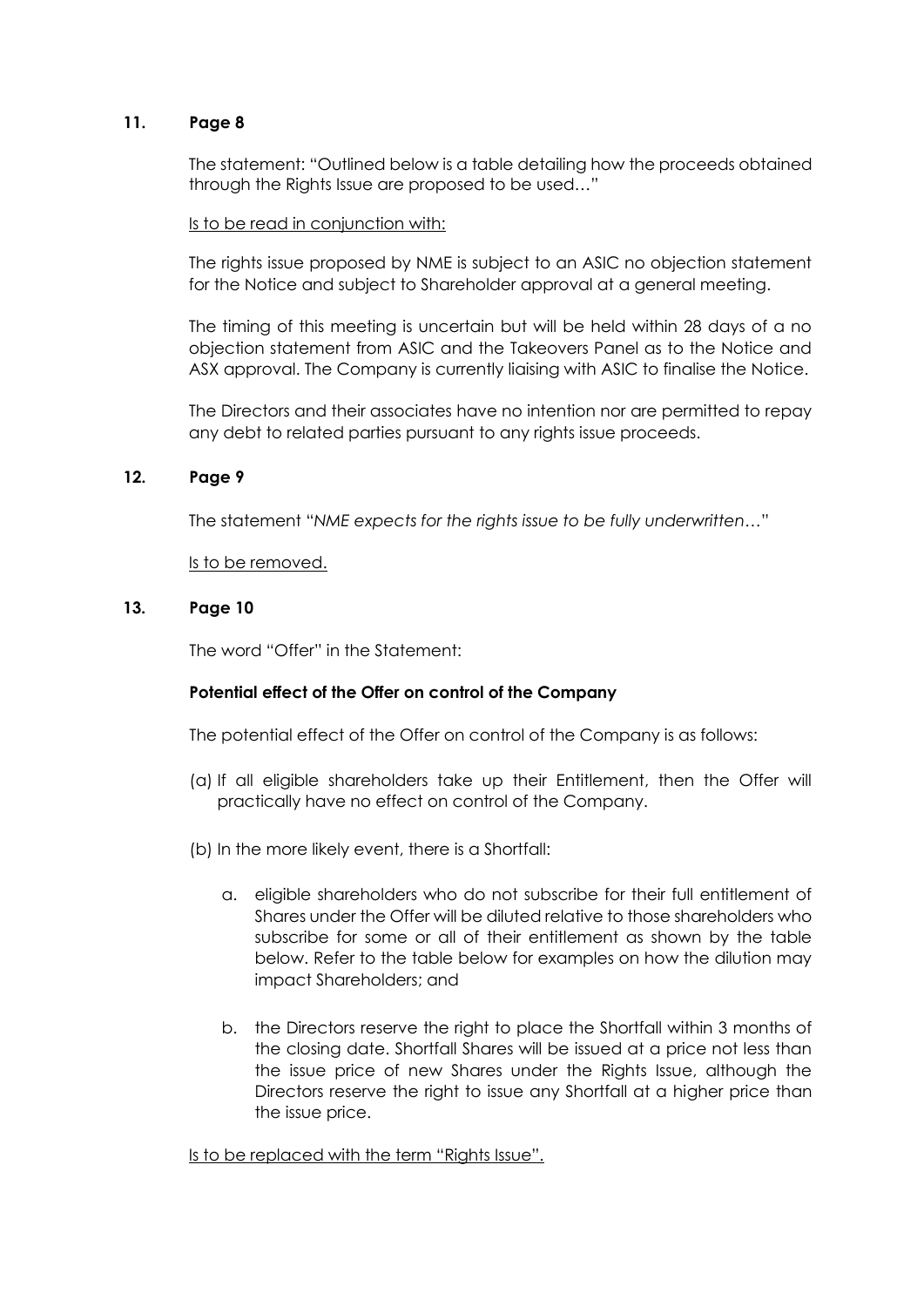## 11. Page 8

The statement: "Outlined below is a table detailing how the proceeds obtained through the Rights Issue are proposed to be used…"

Is to be read in conjunction with:

The rights issue proposed by NME is subject to an ASIC no objection statement for the Notice and subject to Shareholder approval at a general meeting.

The timing of this meeting is uncertain but will be held within 28 days of a no objection statement from ASIC and the Takeovers Panel as to the Notice and ASX approval. The Company is currently liaising with ASIC to finalise the Notice.

The Directors and their associates have no intention nor are permitted to repay any debt to related parties pursuant to any rights issue proceeds.

## 12. Page 9

The statement "*NME expects for the rights issue to be fully underwritten…*"

Is to be removed.

## 13. Page 10

The word "Offer" in the Statement:

**Potential effect of the Offer on control of the Company**

The potential effect of the Offer on control of the Company is as follows:

(a) If all eligible shareholders take up their Entitlement, then the Offer will practically have no effect on control of the Company.

(b) In the more likely event, there is a Shortfall:

a. eligible shareholders who do not subscribe for their full entitlement of Shares under the Offer will be diluted relative to those shareholders who subscribe for some or all of their entitlement as shown by the table below. Refer to the table below for examples on how the dilution may impact Shareholders; and

b. the Directors reserve the right to place the Shortfall within 3 months of the closing date. Shortfall Shares will be issued at a price not less than the issue price of new Shares under the Rights Issue, although the Directors reserve the right to issue any Shortfall at a higher price than the issue price.

Is to be replaced with the term "Rights Issue".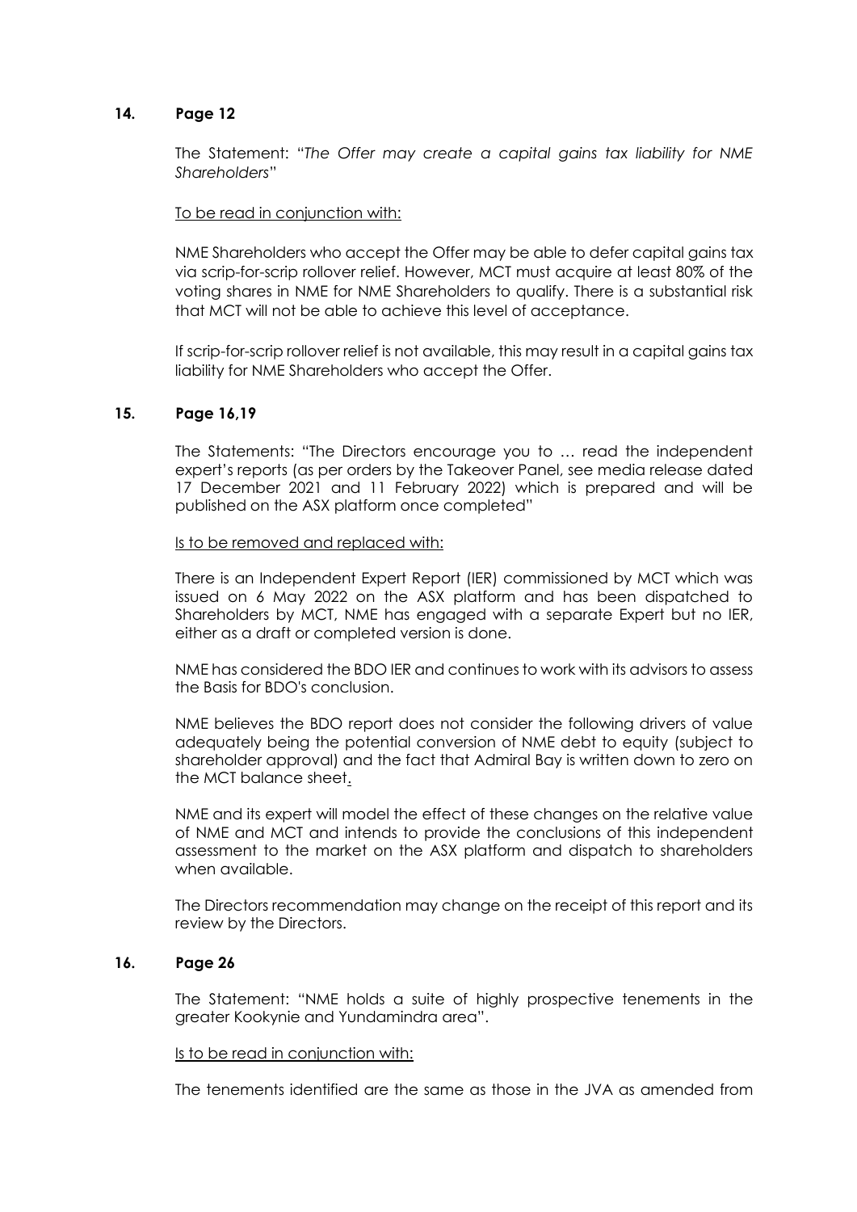## 14. Page 12

The Statement: "*The Offer may create a capital gains tax liability for NME Shareholders*"

To be read in conjunction with:

NME Shareholders who accept the Offer may be able to defer capital gains tax via scrip-for-scrip rollover relief. However, MCT must acquire at least 80% of the voting shares in NME for NME Shareholders to qualify. There is a substantial risk that MCT will not be able to achieve this level of acceptance.

If scrip-for-scrip rollover relief is not available, this may result in a capital gains tax liability for NME Shareholders who accept the Offer.

## 15. Page 16,19

The Statements: "The Directors encourage you to … read the independent expert's reports (as per orders by the Takeover Panel, see media release dated 17 December 2021 and 11 February 2022) which is prepared and will be published on the ASX platform once completed"

Is to be removed and replaced with:

There is an Independent Expert Report (IER) commissioned by MCT which was issued on 6 May 2022 on the ASX platform and has been dispatched to Shareholders by MCT, NME has engaged with a separate Expert but no IER, either as a draft or completed version is done.

NME has considered the BDO IER and continues to work with its advisors to assess the Basis for BDO's conclusion.

NME believes the BDO report does not consider the following drivers of value adequately being the potential conversion of NME debt to equity (subject to shareholder approval) and the fact that Admiral Bay is written down to zero on the MCT balance sheet.

NME and its expert will model the effect of these changes on the relative value of NME and MCT and intends to provide the conclusions of this independent assessment to the market on the ASX platform and dispatch to shareholders when available.

The Directors recommendation may change on the receipt of this report and its review by the Directors.

## 16. Page 26

The Statement: "NME holds a suite of highly prospective tenements in the greater Kookynie and Yundamindra area".

Is to be read in conjunction with:

The tenements identified are the same as those in the JVA as amended from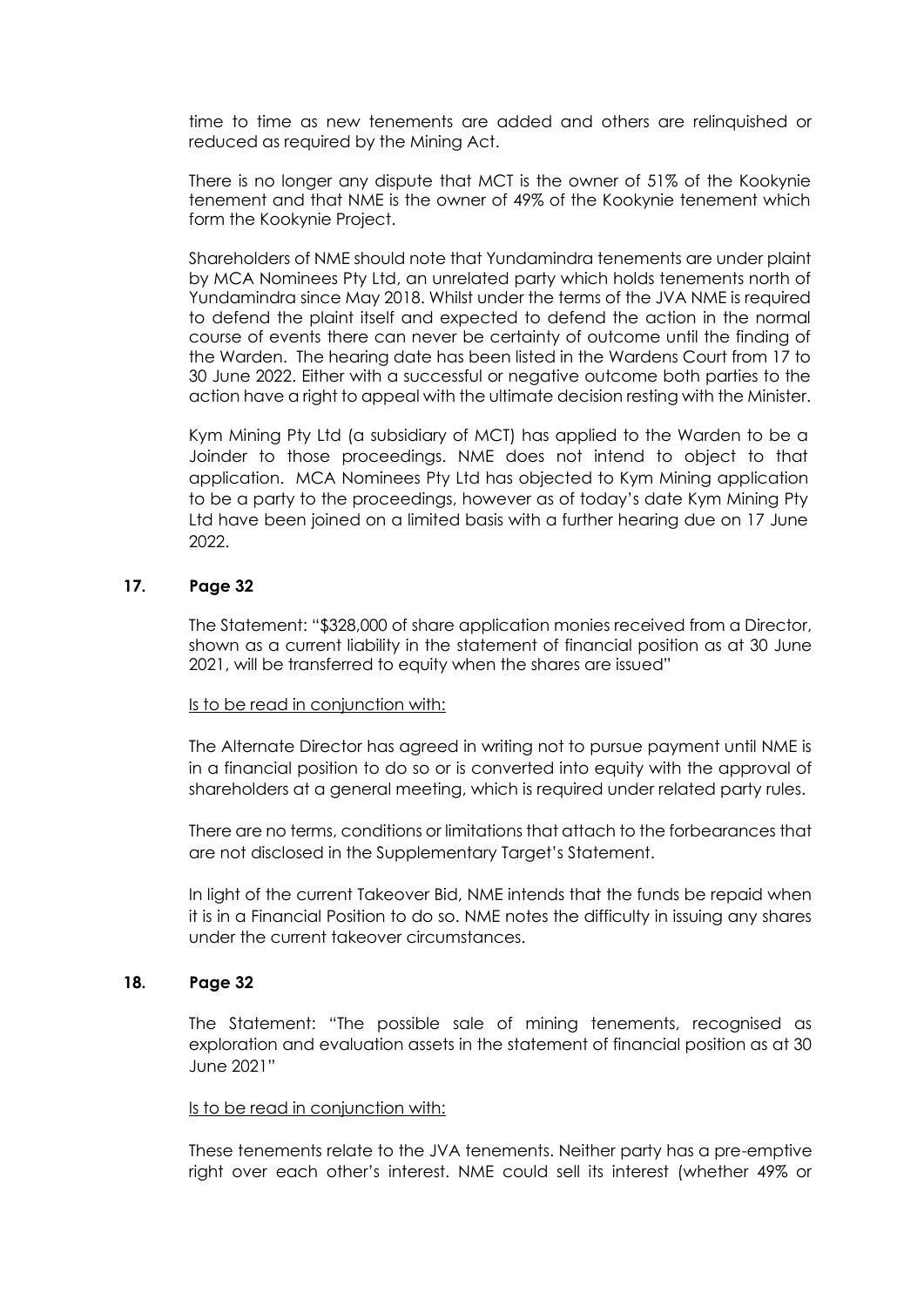time to time as new tenements are added and others are relinquished or reduced as required by the Mining Act.

There is no longer any dispute that MCT is the owner of 51% of the Kookynie tenement and that NME is the owner of 49% of the Kookynie tenement which form the Kookynie Project.

Shareholders of NME should note that Yundamindra tenements are under plaint by MCA Nominees Pty Ltd, an unrelated party which holds tenements north of Yundamindra since May 2018. Whilst under the terms of the JVA NME is required to defend the plaint itself and expected to defend the action in the normal course of events there can never be certainty of outcome until the finding of the Warden. The hearing date has been listed in the Wardens Court from 17 to 30 June 2022. Either with a successful or negative outcome both parties to the action have a right to appeal with the ultimate decision resting with the Minister.

Kym Mining Pty Ltd (a subsidiary of MCT) has applied to the Warden to be a Joinder to those proceedings. NME does not intend to object to that application. MCA Nominees Pty Ltd has objected to Kym Mining application to be a party to the proceedings, however as of today's date Kym Mining Pty Ltd have been joined on a limited basis with a further hearing due on 17 June 2022.

## 17. Page 32

The Statement: "$328,000 of share application monies received from a Director, shown as a current liability in the statement of financial position as at 30 June 2021, will be transferred to equity when the shares are issued"

Is to be read in conjunction with:

The Alternate Director has agreed in writing not to pursue payment until NME is in a financial position to do so or is converted into equity with the approval of shareholders at a general meeting, which is required under related party rules.

There are no terms, conditions or limitations that attach to the forbearances that are not disclosed in the Supplementary Target's Statement.

In light of the current Takeover Bid, NME intends that the funds be repaid when it is in a Financial Position to do so. NME notes the difficulty in issuing any shares under the current takeover circumstances.

## 18. Page 32

The Statement: "The possible sale of mining tenements, recognised as exploration and evaluation assets in the statement of financial position as at 30 June 2021"

Is to be read in conjunction with:

These tenements relate to the JVA tenements. Neither party has a pre-emptive right over each other's interest. NME could sell its interest (whether 49% or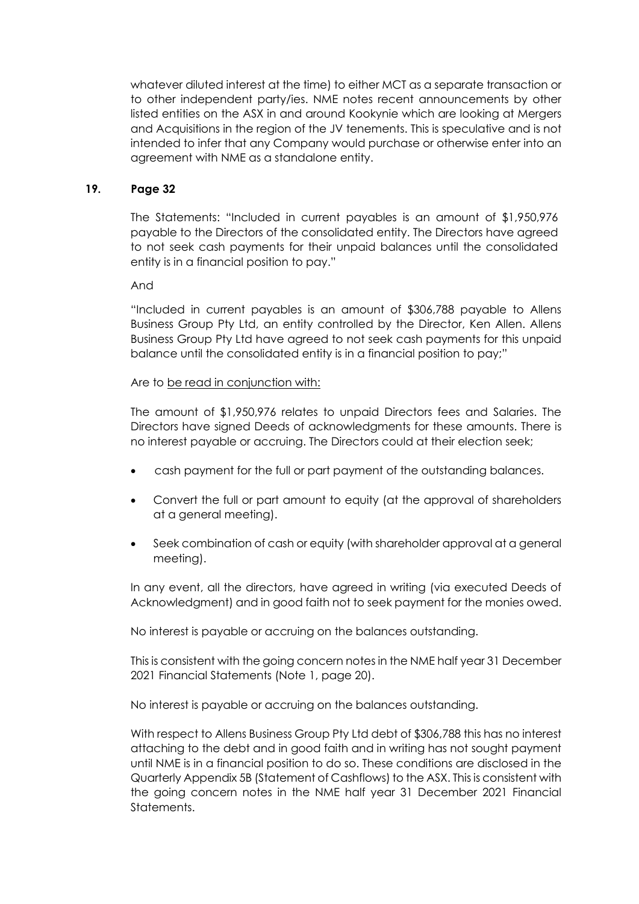whatever diluted interest at the time) to either MCT as a separate transaction or to other independent party/ies. NME notes recent announcements by other listed entities on the ASX in and around Kookynie which are looking at Mergers and Acquisitions in the region of the JV tenements. This is speculative and is not intended to infer that any Company would purchase or otherwise enter into an agreement with NME as a standalone entity.

## 19. Page 32

The Statements: "Included in current payables is an amount of $1,950,976 payable to the Directors of the consolidated entity. The Directors have agreed to not seek cash payments for their unpaid balances until the consolidated entity is in a financial position to pay."

And

"Included in current payables is an amount of $306,788 payable to Allens Business Group Pty Ltd, an entity controlled by the Director, Ken Allen. Allens Business Group Pty Ltd have agreed to not seek cash payments for this unpaid balance until the consolidated entity is in a financial position to pay;"

Are to <u>be read in conjunction with:</u>

The amount of $1,950,976 relates to unpaid Directors fees and Salaries. The Directors have signed Deeds of acknowledgments for these amounts. There is no interest payable or accruing. The Directors could at their election seek;

- cash payment for the full or part payment of the outstanding balances.
- Convert the full or part amount to equity (at the approval of shareholders at a general meeting).
- Seek combination of cash or equity (with shareholder approval at a general meeting).

In any event, all the directors, have agreed in writing (via executed Deeds of Acknowledgment) and in good faith not to seek payment for the monies owed.

No interest is payable or accruing on the balances outstanding.

This is consistent with the going concern notes in the NME half year 31 December 2021 Financial Statements (Note 1, page 20).

No interest is payable or accruing on the balances outstanding.

With respect to Allens Business Group Pty Ltd debt of $306,788 this has no interest attaching to the debt and in good faith and in writing has not sought payment until NME is in a financial position to do so. These conditions are disclosed in the Quarterly Appendix 5B (Statement of Cashflows) to the ASX. This is consistent with the going concern notes in the NME half year 31 December 2021 Financial Statements.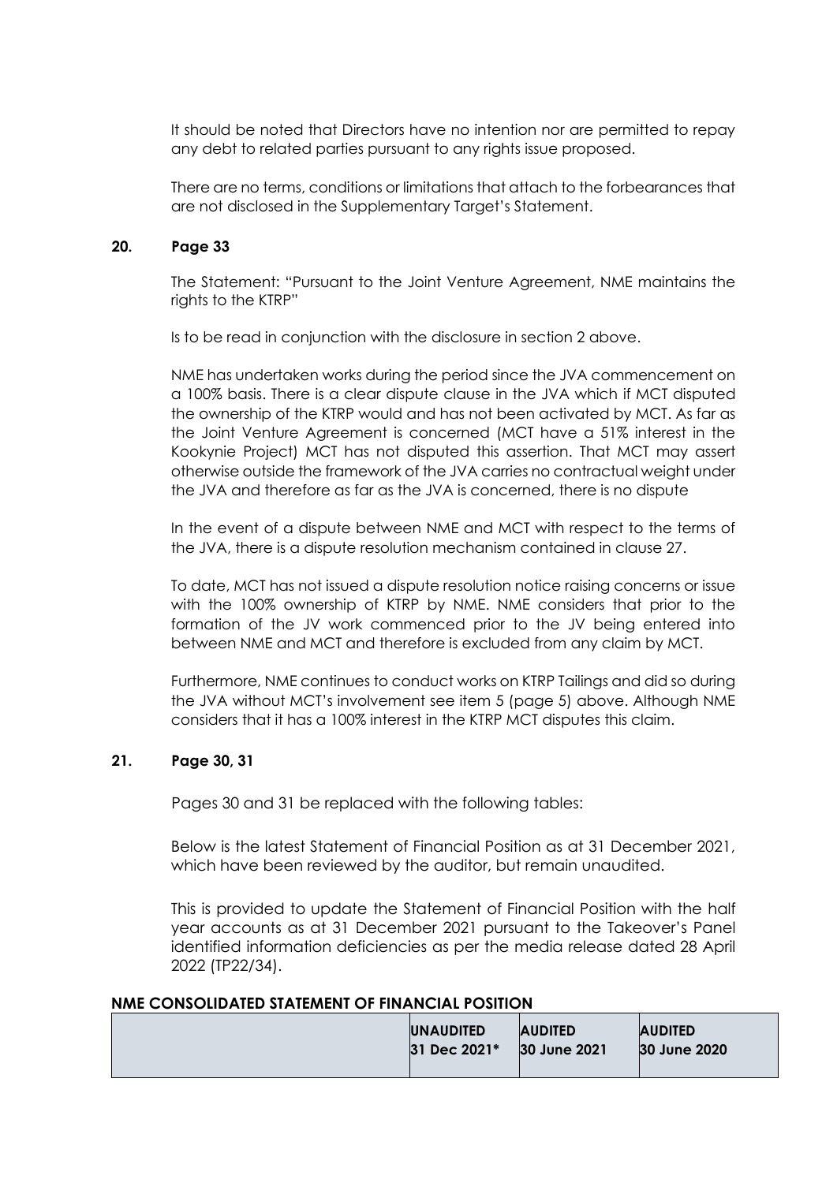It should be noted that Directors have no intention nor are permitted to repay any debt to related parties pursuant to any rights issue proposed.

There are no terms, conditions or limitations that attach to the forbearances that are not disclosed in the Supplementary Target's Statement.

## 20. Page 33

The Statement: "Pursuant to the Joint Venture Agreement, NME maintains the rights to the KTRP"

Is to be read in conjunction with the disclosure in section 2 above.

NME has undertaken works during the period since the JVA commencement on a 100% basis. There is a clear dispute clause in the JVA which if MCT disputed the ownership of the KTRP would and has not been activated by MCT. As far as the Joint Venture Agreement is concerned (MCT have a 51% interest in the Kookynie Project) MCT has not disputed this assertion. That MCT may assert otherwise outside the framework of the JVA carries no contractual weight under the JVA and therefore as far as the JVA is concerned, there is no dispute

In the event of a dispute between NME and MCT with respect to the terms of the JVA, there is a dispute resolution mechanism contained in clause 27.

To date, MCT has not issued a dispute resolution notice raising concerns or issue with the 100% ownership of KTRP by NME. NME considers that prior to the formation of the JV work commenced prior to the JV being entered into between NME and MCT and therefore is excluded from any claim by MCT.

Furthermore, NME continues to conduct works on KTRP Tailings and did so during the JVA without MCT's involvement see item 5 (page 5) above. Although NME considers that it has a 100% interest in the KTRP MCT disputes this claim.

## 21. Page 30, 31

Pages 30 and 31 be replaced with the following tables:

Below is the latest Statement of Financial Position as at 31 December 2021, which have been reviewed by the auditor, but remain unaudited.

This is provided to update the Statement of Financial Position with the half year accounts as at 31 December 2021 pursuant to the Takeover's Panel identified information deficiencies as per the media release dated 28 April 2022 (TP22/34).

**NME CONSOLIDATED STATEMENT OF FINANCIAL POSITION**

| | **UNAUDITED 31 Dec 2021*** | **AUDITED 30 June 2021** | **AUDITED 30 June 2020** |
|---|---|---|---|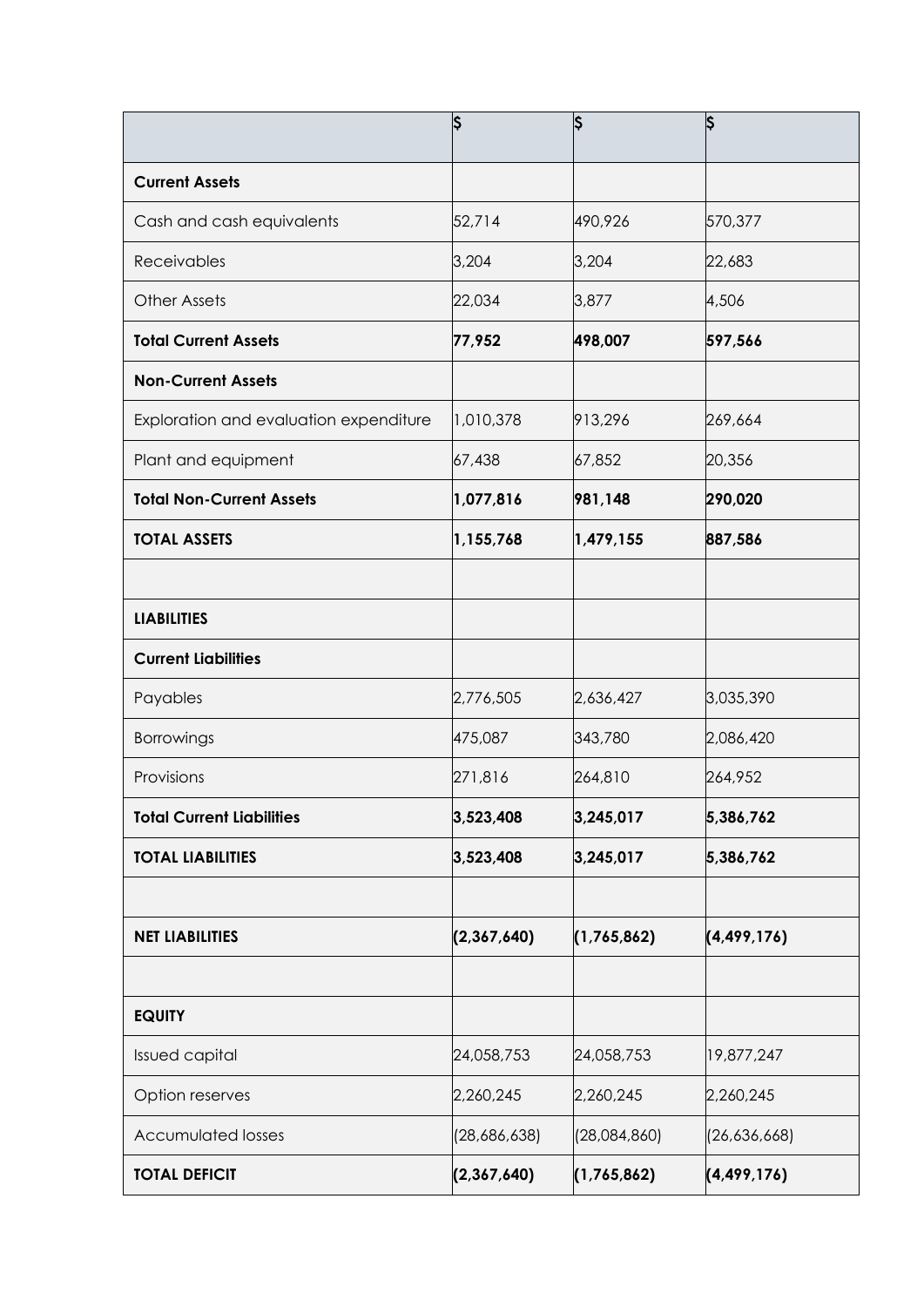| | $ | $ | $ |
|---|---|---|---|
| **Current Assets** | | | |
| Cash and cash equivalents | 52,714 | 490,926 | 570,377 |
| Receivables | 3,204 | 3,204 | 22,683 |
| Other Assets | 22,034 | 3,877 | 4,506 |
| **Total Current Assets** | **77,952** | **498,007** | **597,566** |
| **Non-Current Assets** | | | |
| Exploration and evaluation expenditure | 1,010,378 | 913,296 | 269,664 |
| Plant and equipment | 67,438 | 67,852 | 20,356 |
| **Total Non-Current Assets** | **1,077,816** | **981,148** | **290,020** |
| **TOTAL ASSETS** | **1,155,768** | **1,479,155** | **887,586** |
| | | | |
| **LIABILITIES** | | | |
| **Current Liabilities** | | | |
| Payables | 2,776,505 | 2,636,427 | 3,035,390 |
| Borrowings | 475,087 | 343,780 | 2,086,420 |
| Provisions | 271,816 | 264,810 | 264,952 |
| **Total Current Liabilities** | **3,523,408** | **3,245,017** | **5,386,762** |
| **TOTAL LIABILITIES** | **3,523,408** | **3,245,017** | **5,386,762** |
| | | | |
| **NET LIABILITIES** | **(2,367,640)** | **(1,765,862)** | **(4,499,176)** |
| | | | |
| **EQUITY** | | | |
| Issued capital | 24,058,753 | 24,058,753 | 19,877,247 |
| Option reserves | 2,260,245 | 2,260,245 | 2,260,245 |
| Accumulated losses | (28,686,638) | (28,084,860) | (26,636,668) |
| **TOTAL DEFICIT** | **(2,367,640)** | **(1,765,862)** | **(4,499,176)** |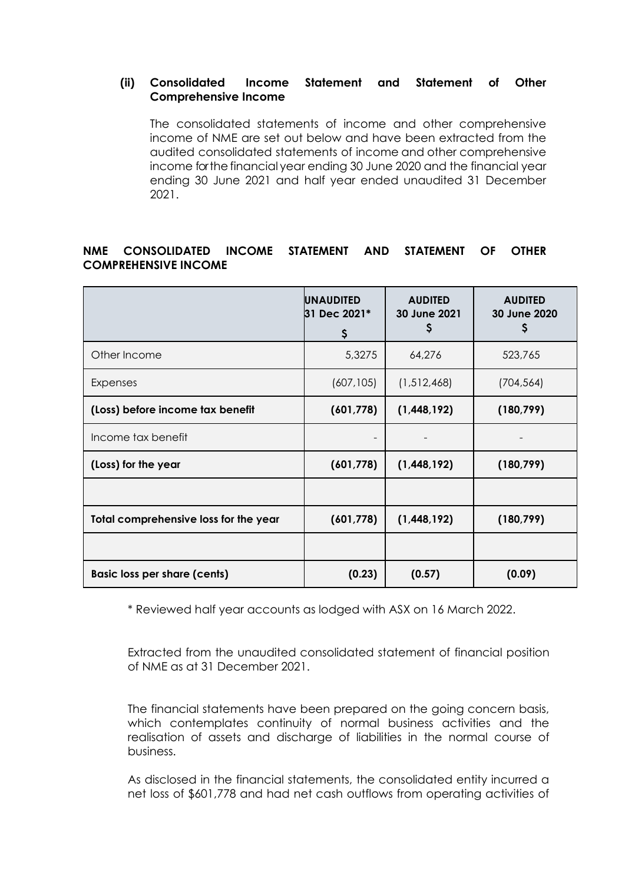### (ii) Consolidated Income Statement and Statement of Other Comprehensive Income

The consolidated statements of income and other comprehensive income of NME are set out below and have been extracted from the audited consolidated statements of income and other comprehensive income for the financial year ending 30 June 2020 and the financial year ending 30 June 2021 and half year ended unaudited 31 December 2021.

**NME CONSOLIDATED INCOME STATEMENT AND STATEMENT OF OTHER COMPREHENSIVE INCOME**

| | **UNAUDITED 31 Dec 2021* $** | **AUDITED 30 June 2021 $** | **AUDITED 30 June 2020 $** |
|---|---|---|---|
| Other Income | 5,3275 | 64,276 | 523,765 |
| Expenses | (607,105) | (1,512,468) | (704,564) |
| **(Loss) before income tax benefit** | **(601,778)** | **(1,448,192)** | **(180,799)** |
| Income tax benefit | - | - | - |
| **(Loss) for the year** | **(601,778)** | **(1,448,192)** | **(180,799)** |
| | | | |
| **Total comprehensive loss for the year** | **(601,778)** | **(1,448,192)** | **(180,799)** |
| | | | |
| **Basic loss per share (cents)** | **(0.23)** | **(0.57)** | **(0.09)** |

* Reviewed half year accounts as lodged with ASX on 16 March 2022.

Extracted from the unaudited consolidated statement of financial position of NME as at 31 December 2021.

The financial statements have been prepared on the going concern basis, which contemplates continuity of normal business activities and the realisation of assets and discharge of liabilities in the normal course of business.

As disclosed in the financial statements, the consolidated entity incurred a net loss of $601,778 and had net cash outflows from operating activities of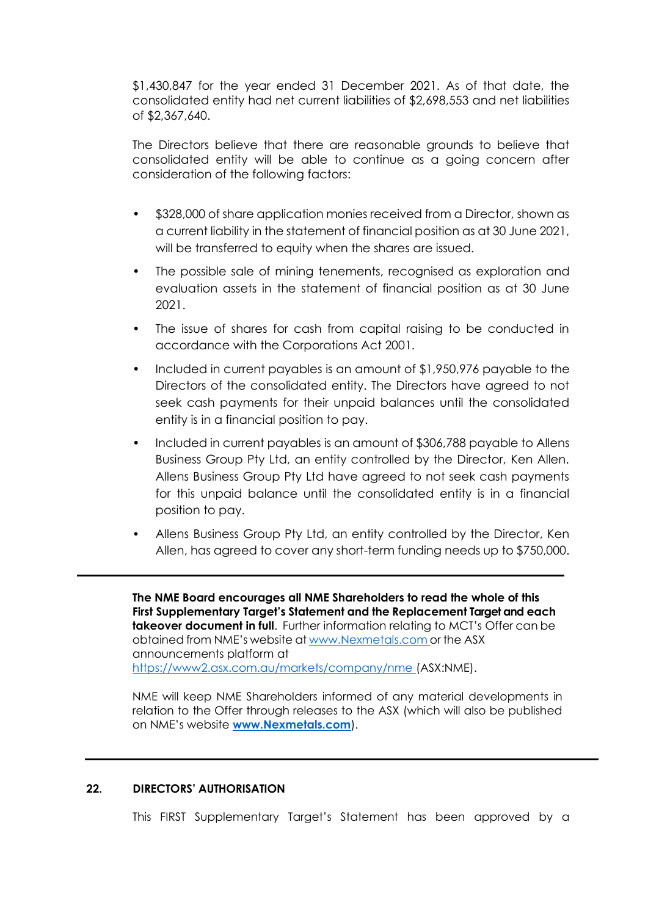$1,430,847 for the year ended 31 December 2021. As of that date, the consolidated entity had net current liabilities of $2,698,553 and net liabilities of $2,367,640.

The Directors believe that there are reasonable grounds to believe that consolidated entity will be able to continue as a going concern after consideration of the following factors:

- $328,000 of share application monies received from a Director, shown as a current liability in the statement of financial position as at 30 June 2021, will be transferred to equity when the shares are issued.
- The possible sale of mining tenements, recognised as exploration and evaluation assets in the statement of financial position as at 30 June 2021.
- The issue of shares for cash from capital raising to be conducted in accordance with the Corporations Act 2001.
- Included in current payables is an amount of $1,950,976 payable to the Directors of the consolidated entity. The Directors have agreed to not seek cash payments for their unpaid balances until the consolidated entity is in a financial position to pay.
- Included in current payables is an amount of $306,788 payable to Allens Business Group Pty Ltd, an entity controlled by the Director, Ken Allen. Allens Business Group Pty Ltd have agreed to not seek cash payments for this unpaid balance until the consolidated entity is in a financial position to pay.
- Allens Business Group Pty Ltd, an entity controlled by the Director, Ken Allen, has agreed to cover any short-term funding needs up to $750,000.

---

**The NME Board encourages all NME Shareholders to read the whole of this First Supplementary Target's Statement and the Replacement Target and each takeover document in full**. Further information relating to MCT's Offer can be obtained from NME's website at [www.Nexmetals.com](www.Nexmetals.com) or the ASX announcements platform at [https://www2.asx.com.au/markets/company/nme](https://www2.asx.com.au/markets/company/nme) (ASX:NME).

NME will keep NME Shareholders informed of any material developments in relation to the Offer through releases to the ASX (which will also be published on NME's website **[www.Nexmetals.com](www.Nexmetals.com)**).

---

## 22. DIRECTORS' AUTHORISATION

This FIRST Supplementary Target's Statement has been approved by a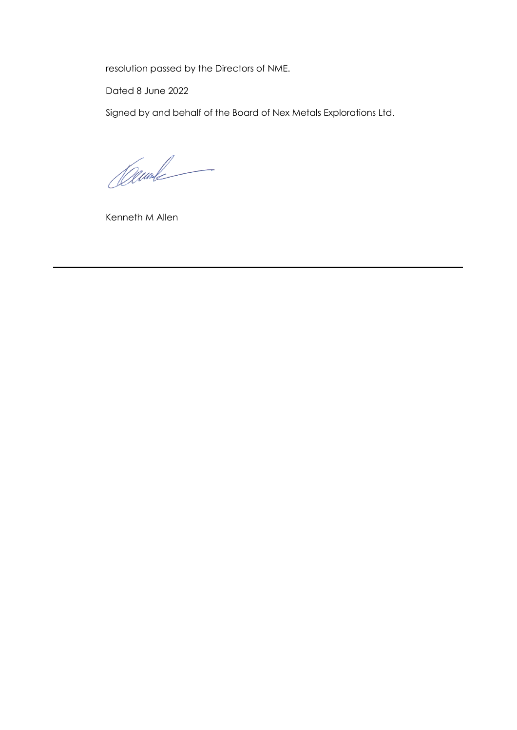resolution passed by the Directors of NME.

Dated 8 June 2022

Signed by and behalf of the Board of Nex Metals Explorations Ltd.

Kenneth M Allen

---